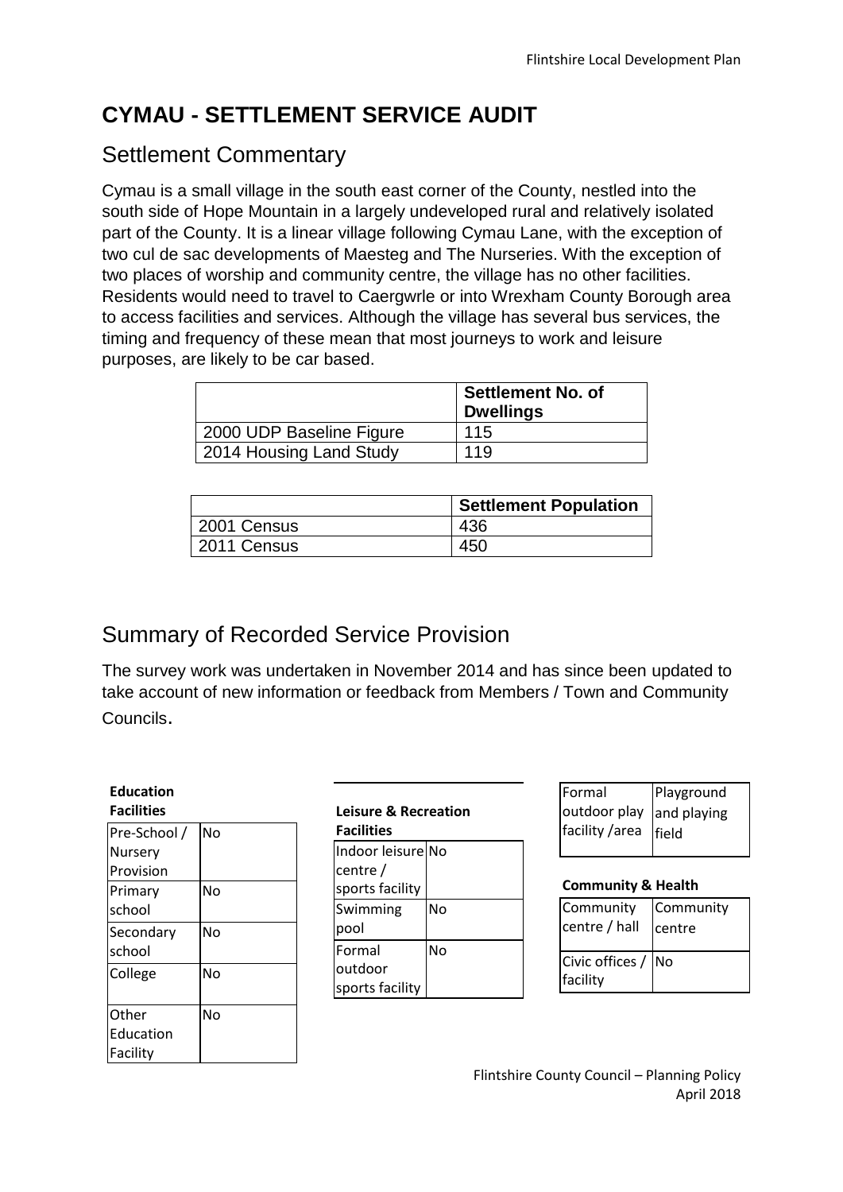# CYMAU - SETTLEMENT SERVICE AUDIT

## Settlement Commentary

Cymau is a small village in the south east corner of the County, nestled into the south side of Hope Mountain in a largely undeveloped rural and relatively isolated part of the County. It is a linear village following Cymau Lane, with the exception of two cul de sac developments of Maesteg and The Nurseries. With the exception of two places of worship and community centre, the village has no other facilities. Residents would need to travel to Caergwrle or into Wrexham County Borough area to access facilities and services. Although the village has several bus services, the timing and frequency of these mean that most journeys to work and leisure purposes, are likely to be car based.

| | Settlement No. of Dwellings |
|---|---|
| 2000 UDP Baseline Figure | 115 |
| 2014 Housing Land Study | 119 |

| | Settlement Population |
|---|---|
| 2001 Census | 436 |
| 2011 Census | 450 |

## Summary of Recorded Service Provision

The survey work was undertaken in November 2014 and has since been updated to take account of new information or feedback from Members / Town and Community Councils.

**Education Facilities**

| | |
|---|---|
| Pre-School / Nursery Provision | No |
| Primary school | No |
| Secondary school | No |
| College | No |
| Other Education Facility | No |

**Leisure & Recreation Facilities**

| | |
|---|---|
| Indoor leisure centre / sports facility | No |
| Swimming pool | No |
| Formal outdoor sports facility | No |
| Formal outdoor play facility /area | Playground and playing field |

**Community & Health**

| | |
|---|---|
| Community centre / hall | Community centre |
| Civic offices / facility | No |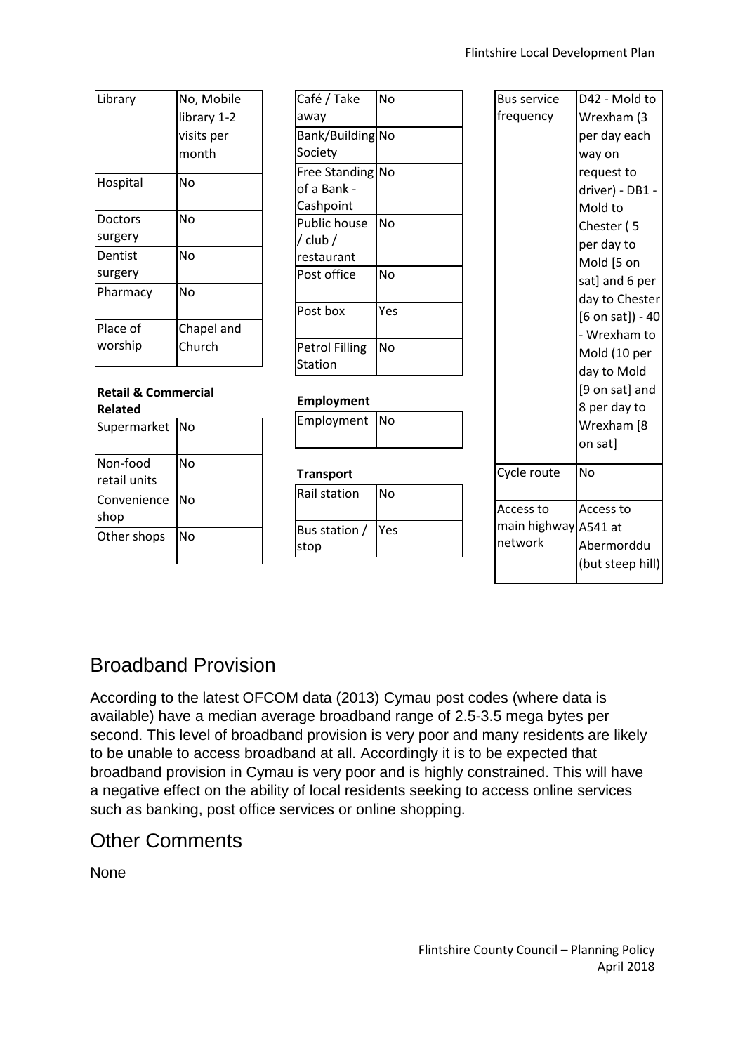| | |
|---|---|
| Library | No, Mobile library 1-2 visits per month |
| Hospital | No |
| Doctors surgery | No |
| Dentist surgery | No |
| Pharmacy | No |
| Place of worship | Chapel and Church |

**Retail & Commercial Related**

| | |
|---|---|
| Supermarket | No |
| Non-food retail units | No |
| Convenience shop | No |
| Other shops | No |

| | |
|---|---|
| Café / Take away | No |
| Bank/Building Society | No |
| Free Standing of a Bank - Cashpoint | No |
| Public house / club / restaurant | No |
| Post office | No |
| Post box | Yes |
| Petrol Filling Station | No |

**Employment**

| | |
|---|---|
| Employment | No |

**Transport**

| | |
|---|---|
| Rail station | No |
| Bus station / stop | Yes |

| | |
|---|---|
| Bus service frequency | D42 - Mold to Wrexham (3 per day each way on request to driver) - DB1 - Mold to Chester ( 5 per day to Mold [5 on sat] and 6 per day to Chester [6 on sat]) - 40 - Wrexham to Mold (10 per day to Mold [9 on sat] and 8 per day to Wrexham [8 on sat] |
| Cycle route | No |
| Access to main highway network | Access to A541 at Abermorddu (but steep hill) |

## Broadband Provision

According to the latest OFCOM data (2013) Cymau post codes (where data is available) have a median average broadband range of 2.5-3.5 mega bytes per second. This level of broadband provision is very poor and many residents are likely to be unable to access broadband at all. Accordingly it is to be expected that broadband provision in Cymau is very poor and is highly constrained. This will have a negative effect on the ability of local residents seeking to access online services such as banking, post office services or online shopping.

## Other Comments

None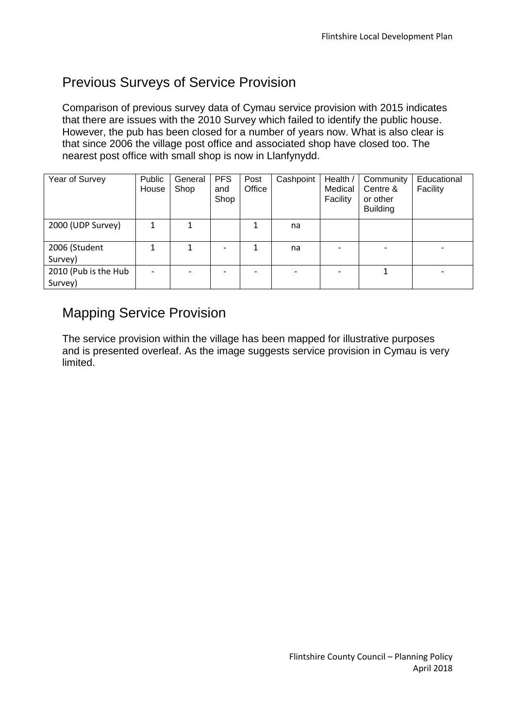## Previous Surveys of Service Provision

Comparison of previous survey data of Cymau service provision with 2015 indicates that there are issues with the 2010 Survey which failed to identify the public house. However, the pub has been closed for a number of years now. What is also clear is that since 2006 the village post office and associated shop have closed too. The nearest post office with small shop is now in Llanfynydd.

| Year of Survey | Public House | General Shop | PFS and Shop | Post Office | Cashpoint | Health / Medical Facility | Community Centre & or other Building | Educational Facility |
|---|---|---|---|---|---|---|---|---|
| 2000 (UDP Survey) | 1 | 1 | | 1 | na | | | |
| 2006 (Student Survey) | 1 | 1 | - | 1 | na | - | - | - |
| 2010 (Pub is the Hub Survey) | - | - | - | - | - | - | 1 | - |

## Mapping Service Provision

The service provision within the village has been mapped for illustrative purposes and is presented overleaf. As the image suggests service provision in Cymau is very limited.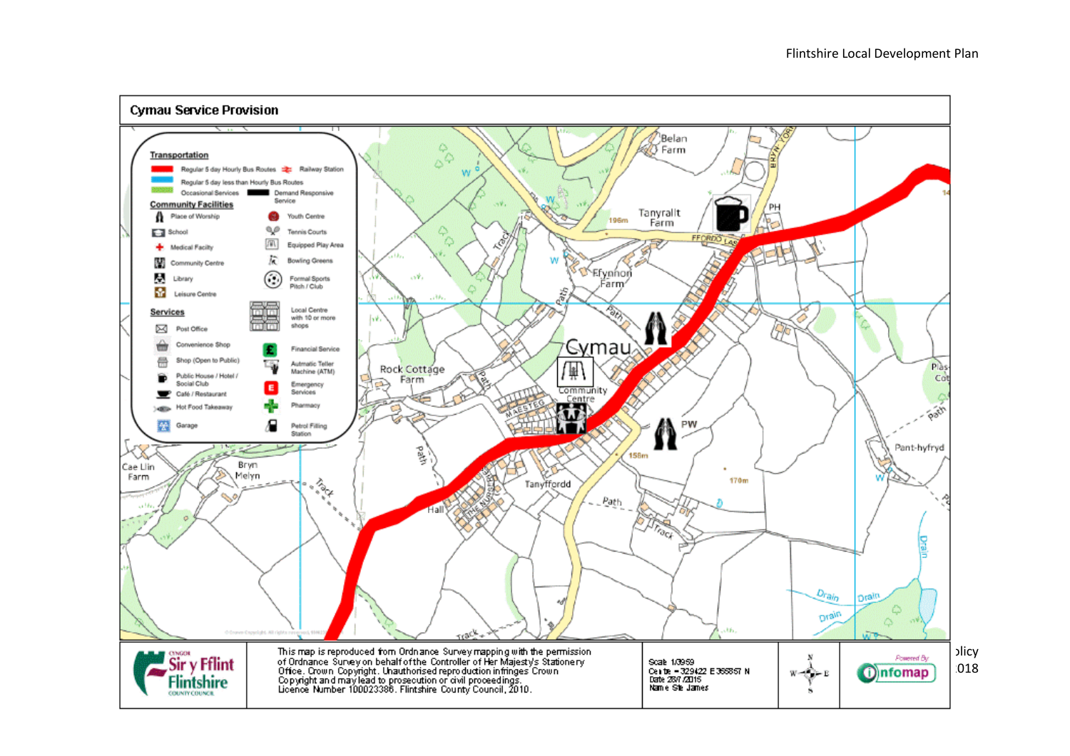# Cymau Service Provision

**Transportation**

- Regular 5 day Hourly Bus Routes
- Railway Station
- Regular 5 day less than Hourly Bus Routes
- Occasional Services
- Demand Responsive Service

**Community Facilities**

- Place of Worship
- Youth Centre
- School
- Tennis Courts
- Medical Facility
- Equipped Play Area
- Community Centre
- Bowling Greens
- Library
- Formal Sports Pitch / Club
- Leisure Centre

**Services**

- Post Office
- Local Centre with 10 or more shops
- Convenience Shop
- Financial Service
- Shop (Open to Public)
- Automatic Teller Machine (ATM)
- Public House / Hotel / Social Club
- Emergency Services
- Café / Restaurant
- Pharmacy
- Hot Food Takeaway
- Garage
- Petrol Filling Station

Belan Farm
BRYN YORKIN
Tanyrallt Farm
196m
FFORDD LAS
PH
Ffynnon Farm
Track
Path
Cymau
Community Centre
Rock Cottage Farm
MAESTEG
PW
158m
170m
Plas Cot
Pant-hyfryd
Cae Llin Farm
Bryn Melyn
Tanyffordd
Hall
THE NURSERIES
Drain
Track

This map is reproduced from Ordnance Survey mapping with the permission of Ordnance Survey on behalf of the Controller of Her Majesty's Stationery Office. Crown Copyright. Unauthorised reproduction infringes Crown Copyright and may lead to prosecution or civil proceedings. Licence Number 100023386. Flintshire County Council, 2010.

Scale 1/3959
Centre = 329422 E 355857 N
Date 28/7/2015
Name Ste James

Cyngor Sir y Fflint
Flintshire County Council

Powered By infomap